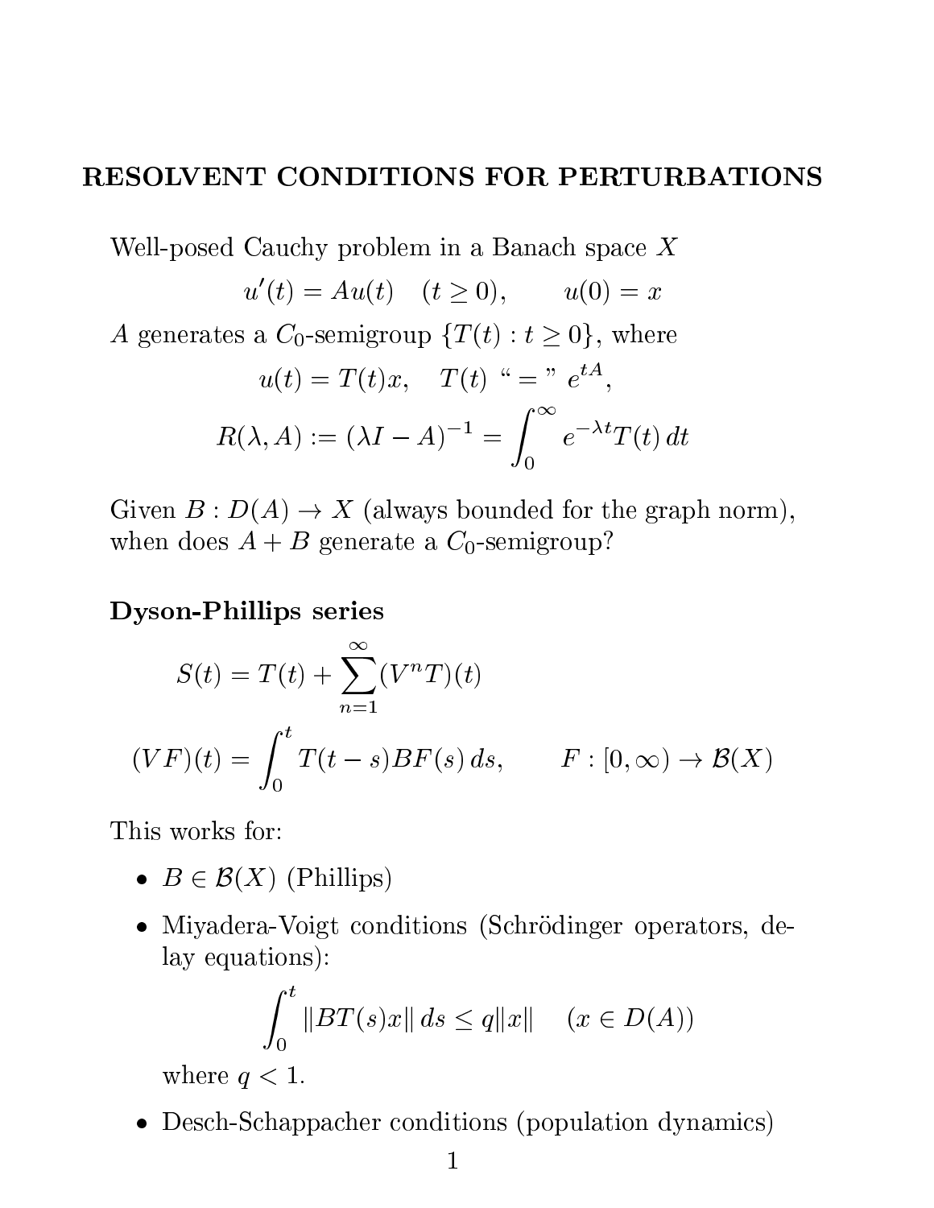# RESOLVENT CONDITIONS FOR PERTURBATIONS

Well-posed Cauchy problem in a Banach space $X$

$$u'(t) = Au(t) \quad (t \geq 0), \qquad u(0) = x$$

$A$ generates a $C_0$-semigroup $\{T(t) : t \geq 0\}$, where

$$u(t) = T(t)x, \quad T(t) \text{ “ = ” } e^{tA},$$

$$R(\lambda, A) := (\lambda I - A)^{-1} = \int_0^\infty e^{-\lambda t} T(t) \, dt$$

Given $B : D(A) \to X$ (always bounded for the graph norm), when does $A + B$ generate a $C_0$-semigroup?

## Dyson-Phillips series

$$S(t) = T(t) + \sum_{n=1}^{\infty} (V^n T)(t)$$

$$(VF)(t) = \int_0^t T(t-s) B F(s) \, ds, \qquad F : [0, \infty) \to \mathcal{B}(X)$$

This works for:

- $B \in \mathcal{B}(X)$ (Phillips)
- Miyadera-Voigt conditions (Schrödinger operators, delay equations):

  $$\int_0^t \|BT(s)x\| \, ds \leq q\|x\| \quad (x \in D(A))$$

  where $q < 1$.
- Desch-Schappacher conditions (population dynamics)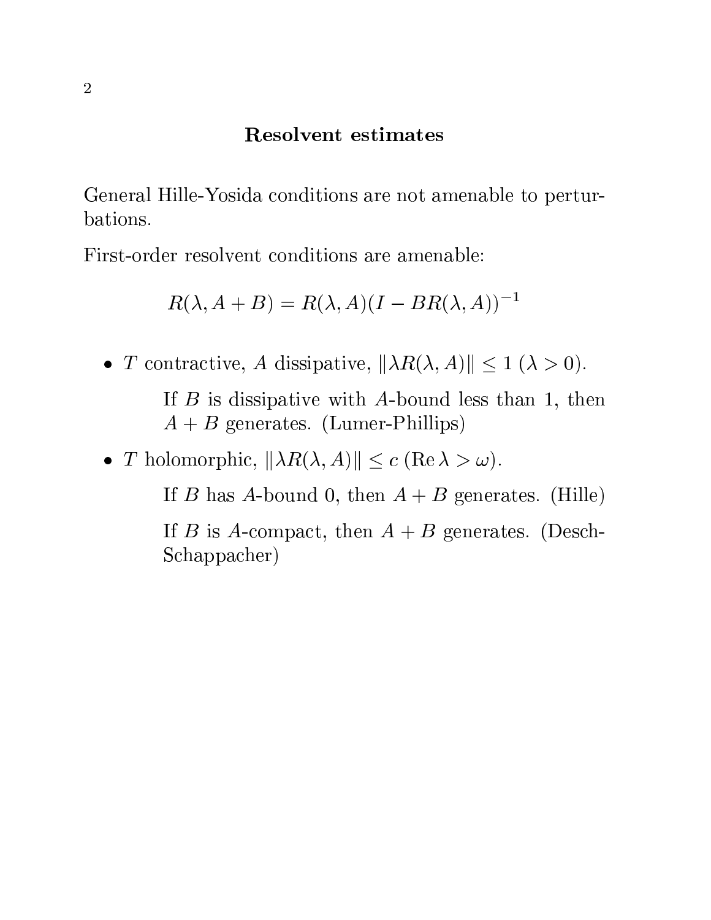## Resolvent estimates

General Hille-Yosida conditions are not amenable to perturbations.

First-order resolvent conditions are amenable:

$$R(\lambda, A + B) = R(\lambda, A)(I - BR(\lambda, A))^{-1}$$

- $T$ contractive, $A$ dissipative, $\|\lambda R(\lambda, A)\| \leq 1$ ($\lambda > 0$).

  If $B$ is dissipative with $A$-bound less than 1, then $A + B$ generates. (Lumer-Phillips)

- $T$ holomorphic, $\|\lambda R(\lambda, A)\| \leq c$ ($\operatorname{Re} \lambda > \omega$).

  If $B$ has $A$-bound 0, then $A + B$ generates. (Hille)

  If $B$ is $A$-compact, then $A + B$ generates. (Desch-Schappacher)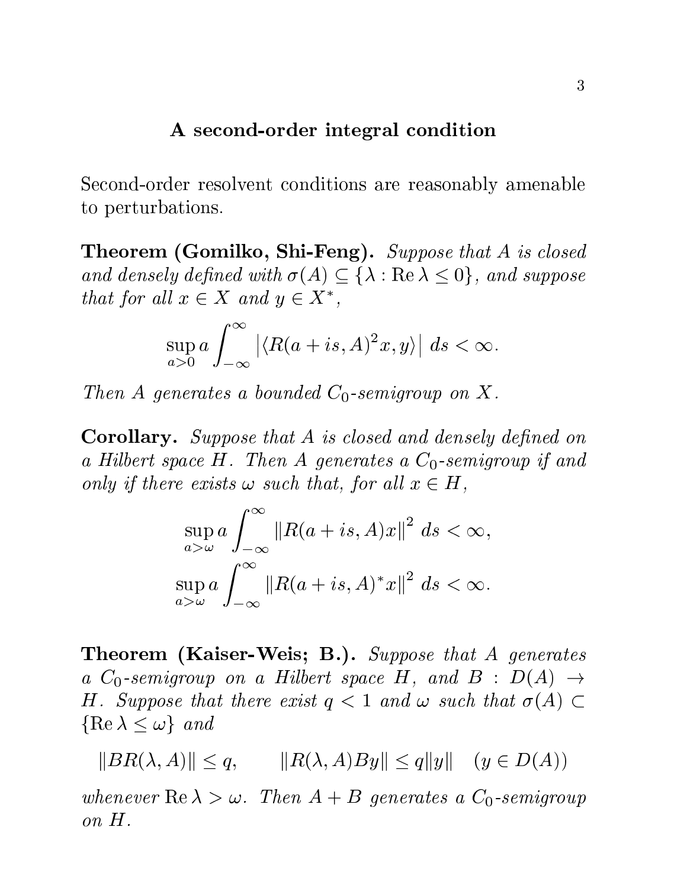## A second-order integral condition

Second-order resolvent conditions are reasonably amenable to perturbations.

**Theorem (Gomilko, Shi-Feng).** *Suppose that $A$ is closed and densely defined with $\sigma(A) \subseteq \{\lambda : \operatorname{Re} \lambda \le 0\}$, and suppose that for all $x \in X$ and $y \in X^*$,*

$$\sup_{a>0} a \int_{-\infty}^{\infty} \left| \langle R(a+is, A)^2 x, y \rangle \right| \, ds < \infty.$$

*Then $A$ generates a bounded $C_0$-semigroup on $X$.*

**Corollary.** *Suppose that $A$ is closed and densely defined on a Hilbert space $H$. Then $A$ generates a $C_0$-semigroup if and only if there exists $\omega$ such that, for all $x \in H$,*

$$\sup_{a>\omega} a \int_{-\infty}^{\infty} \|R(a+is, A)x\|^2 \, ds < \infty,$$

$$\sup_{a>\omega} a \int_{-\infty}^{\infty} \|R(a+is, A)^* x\|^2 \, ds < \infty.$$

**Theorem (Kaiser-Weis; B.).** *Suppose that $A$ generates a $C_0$-semigroup on a Hilbert space $H$, and $B : D(A) \to H$. Suppose that there exist $q < 1$ and $\omega$ such that $\sigma(A) \subset \{\operatorname{Re} \lambda \le \omega\}$ and*

$$\|BR(\lambda, A)\| \le q, \qquad \|R(\lambda, A)By\| \le q\|y\| \quad (y \in D(A))$$

*whenever $\operatorname{Re} \lambda > \omega$. Then $A + B$ generates a $C_0$-semigroup on $H$.*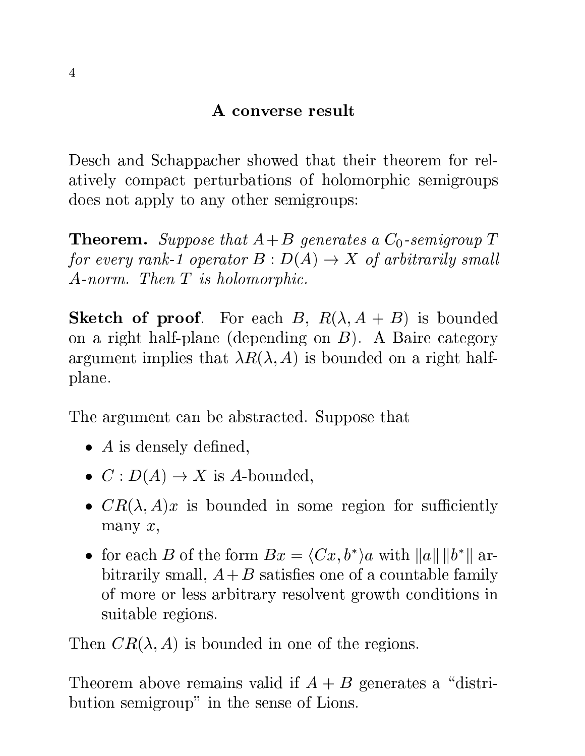## A converse result

Desch and Schappacher showed that their theorem for relatively compact perturbations of holomorphic semigroups does not apply to any other semigroups:

**Theorem.** *Suppose that $A+B$ generates a $C_0$-semigroup $T$ for every rank-1 operator $B : D(A) \to X$ of arbitrarily small $A$-norm. Then $T$ is holomorphic.*

**Sketch of proof**. For each $B$, $R(\lambda, A+B)$ is bounded on a right half-plane (depending on $B$). A Baire category argument implies that $\lambda R(\lambda, A)$ is bounded on a right half-plane.

The argument can be abstracted. Suppose that

- $A$ is densely defined,
- $C : D(A) \to X$ is $A$-bounded,
- $CR(\lambda, A)x$ is bounded in some region for sufficiently many $x$,
- for each $B$ of the form $Bx = \langle Cx, b^* \rangle a$ with $\|a\| \, \|b^*\|$ arbitrarily small, $A+B$ satisfies one of a countable family of more or less arbitrary resolvent growth conditions in suitable regions.

Then $CR(\lambda, A)$ is bounded in one of the regions.

Theorem above remains valid if $A+B$ generates a "distribution semigroup" in the sense of Lions.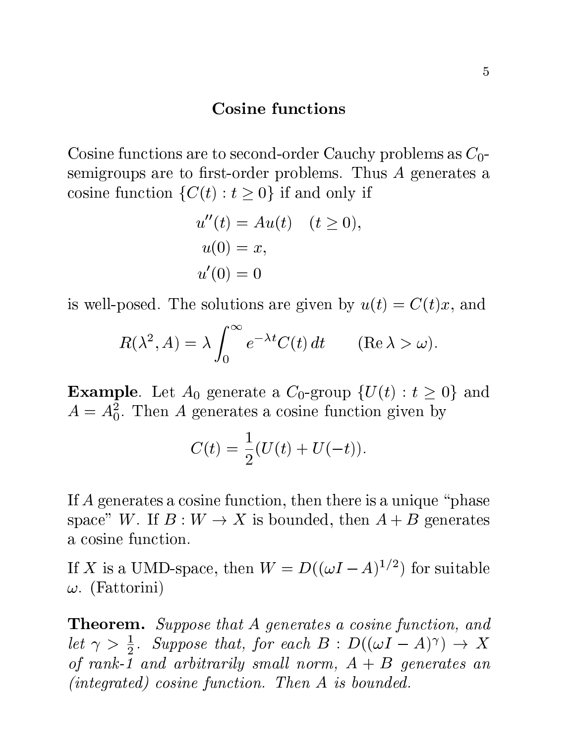## Cosine functions

Cosine functions are to second-order Cauchy problems as $C_0$-semigroups are to first-order problems. Thus $A$ generates a cosine function $\{C(t) : t \geq 0\}$ if and only if

$$
\begin{aligned}
u''(t) &= Au(t) \quad (t \geq 0), \\
u(0) &= x, \\
u'(0) &= 0
\end{aligned}
$$

is well-posed. The solutions are given by $u(t) = C(t)x$, and

$$
R(\lambda^2, A) = \lambda \int_0^\infty e^{-\lambda t} C(t)\, dt \qquad (\operatorname{Re} \lambda > \omega).
$$

**Example**. Let $A_0$ generate a $C_0$-group $\{U(t) : t \geq 0\}$ and $A = A_0^2$. Then $A$ generates a cosine function given by

$$
C(t) = \frac{1}{2}(U(t) + U(-t)).
$$

If $A$ generates a cosine function, then there is a unique "phase space" $W$. If $B : W \to X$ is bounded, then $A + B$ generates a cosine function.

If $X$ is a UMD-space, then $W = D((\omega I - A)^{1/2})$ for suitable $\omega$. (Fattorini)

**Theorem.** *Suppose that $A$ generates a cosine function, and let $\gamma > \frac{1}{2}$. Suppose that, for each $B : D((\omega I - A)^\gamma) \to X$ of rank-1 and arbitrarily small norm, $A + B$ generates an (integrated) cosine function. Then $A$ is bounded.*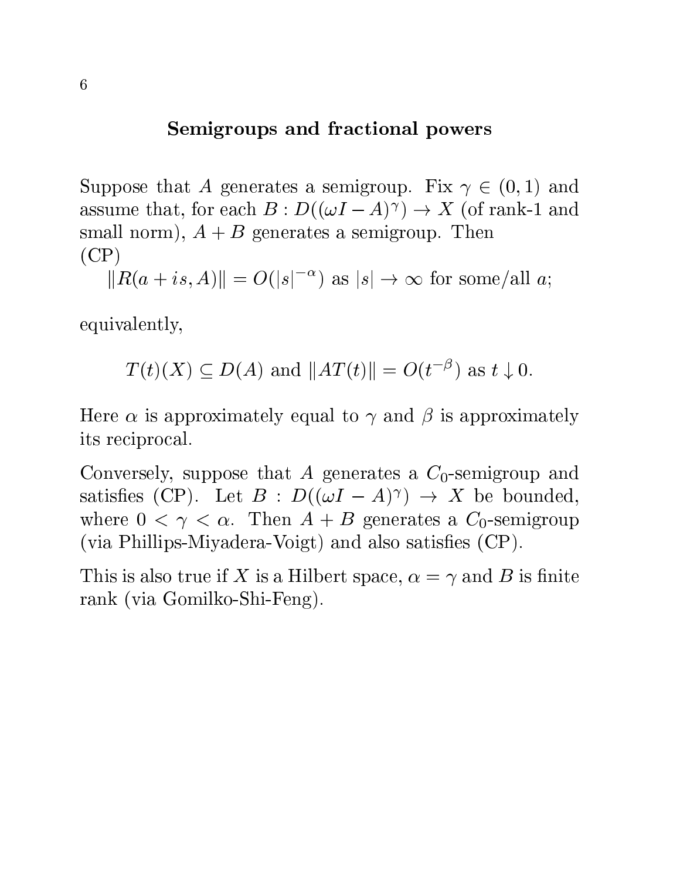## Semigroups and fractional powers

Suppose that $A$ generates a semigroup. Fix $\gamma \in (0, 1)$ and assume that, for each $B : D((\omega I - A)^\gamma) \to X$ (of rank-1 and small norm), $A + B$ generates a semigroup. Then (CP)

$\|R(a + is, A)\| = O(|s|^{-\alpha})$ as $|s| \to \infty$ for some/all $a$;

equivalently,

$$T(t)(X) \subseteq D(A) \text{ and } \|AT(t)\| = O(t^{-\beta}) \text{ as } t \downarrow 0.$$

Here $\alpha$ is approximately equal to $\gamma$ and $\beta$ is approximately its reciprocal.

Conversely, suppose that $A$ generates a $C_0$-semigroup and satisfies (CP). Let $B : D((\omega I - A)^\gamma) \to X$ be bounded, where $0 < \gamma < \alpha$. Then $A + B$ generates a $C_0$-semigroup (via Phillips-Miyadera-Voigt) and also satisfies (CP).

This is also true if $X$ is a Hilbert space, $\alpha = \gamma$ and $B$ is finite rank (via Gomilko-Shi-Feng).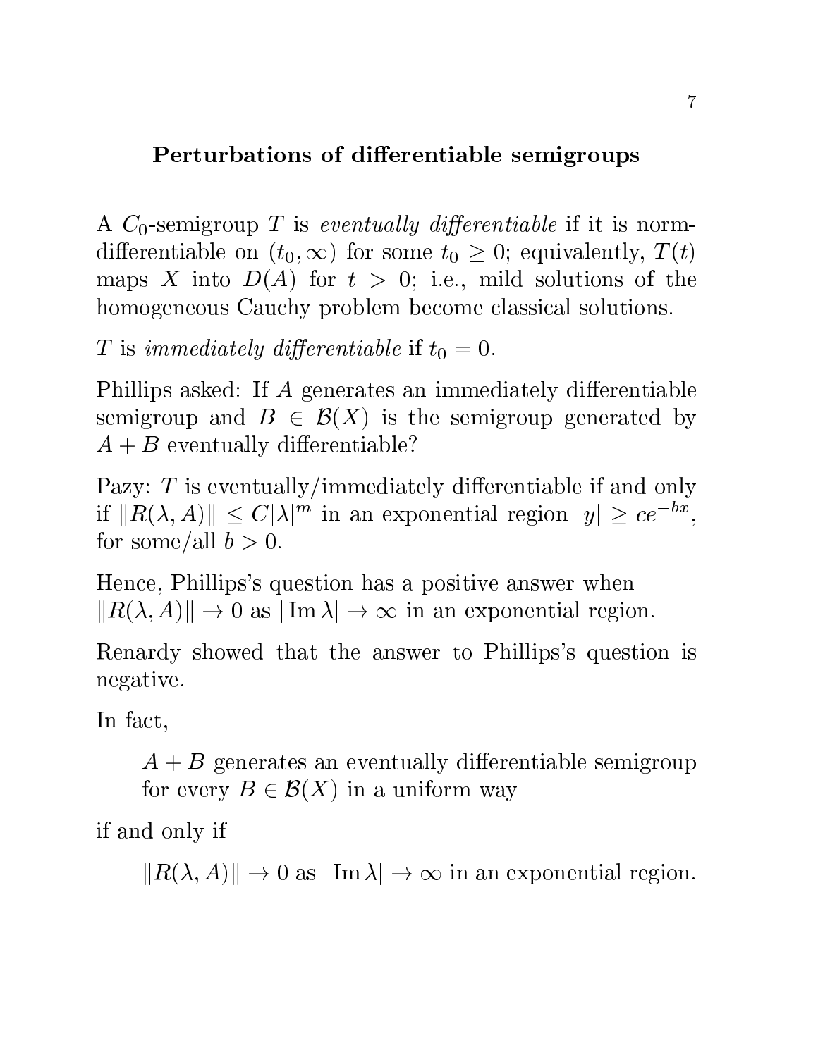## Perturbations of differentiable semigroups

A $C_0$-semigroup $T$ is *eventually differentiable* if it is norm-differentiable on $(t_0, \infty)$ for some $t_0 \geq 0$; equivalently, $T(t)$ maps $X$ into $D(A)$ for $t > 0$; i.e., mild solutions of the homogeneous Cauchy problem become classical solutions.

$T$ is *immediately differentiable* if $t_0 = 0$.

Phillips asked: If $A$ generates an immediately differentiable semigroup and $B \in \mathcal{B}(X)$ is the semigroup generated by $A + B$ eventually differentiable?

Pazy: $T$ is eventually/immediately differentiable if and only if $\|R(\lambda, A)\| \leq C|\lambda|^m$ in an exponential region $|y| \geq ce^{-bx}$, for some/all $b > 0$.

Hence, Phillips's question has a positive answer when $\|R(\lambda, A)\| \to 0$ as $|\operatorname{Im} \lambda| \to \infty$ in an exponential region.

Renardy showed that the answer to Phillips's question is negative.

In fact,

> $A + B$ generates an eventually differentiable semigroup for every $B \in \mathcal{B}(X)$ in a uniform way

if and only if

> $\|R(\lambda, A)\| \to 0$ as $|\operatorname{Im} \lambda| \to \infty$ in an exponential region.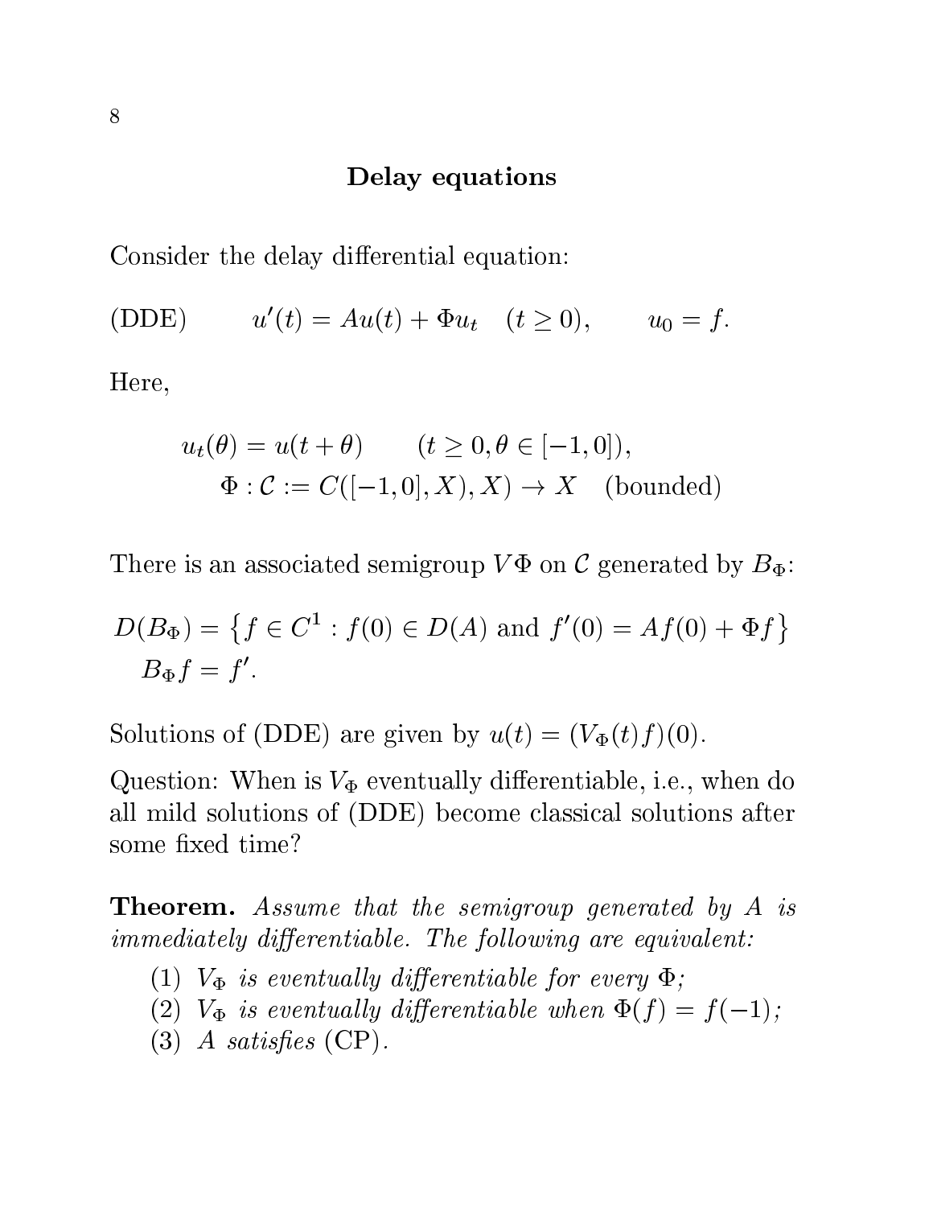## Delay equations

Consider the delay differential equation:

$$\text{(DDE)} \qquad u'(t) = Au(t) + \Phi u_t \quad (t \geq 0), \qquad u_0 = f.$$

Here,

$$u_t(\theta) = u(t+\theta) \qquad (t \geq 0, \theta \in [-1, 0]),$$
$$\Phi : \mathcal{C} := C([-1, 0], X), X) \to X \quad \text{(bounded)}$$

There is an associated semigroup $V\Phi$ on $\mathcal{C}$ generated by $B_\Phi$:

$$D(B_\Phi) = \left\{ f \in C^1 : f(0) \in D(A) \text{ and } f'(0) = Af(0) + \Phi f \right\}$$
$$B_\Phi f = f'.$$

Solutions of (DDE) are given by $u(t) = (V_\Phi(t)f)(0)$.

Question: When is $V_\Phi$ eventually differentiable, i.e., when do all mild solutions of (DDE) become classical solutions after some fixed time?

**Theorem.** *Assume that the semigroup generated by $A$ is immediately differentiable. The following are equivalent:*

1. *$V_\Phi$ is eventually differentiable for every $\Phi$;*
2. *$V_\Phi$ is eventually differentiable when $\Phi(f) = f(-1)$;*
3. *$A$ satisfies* (CP).